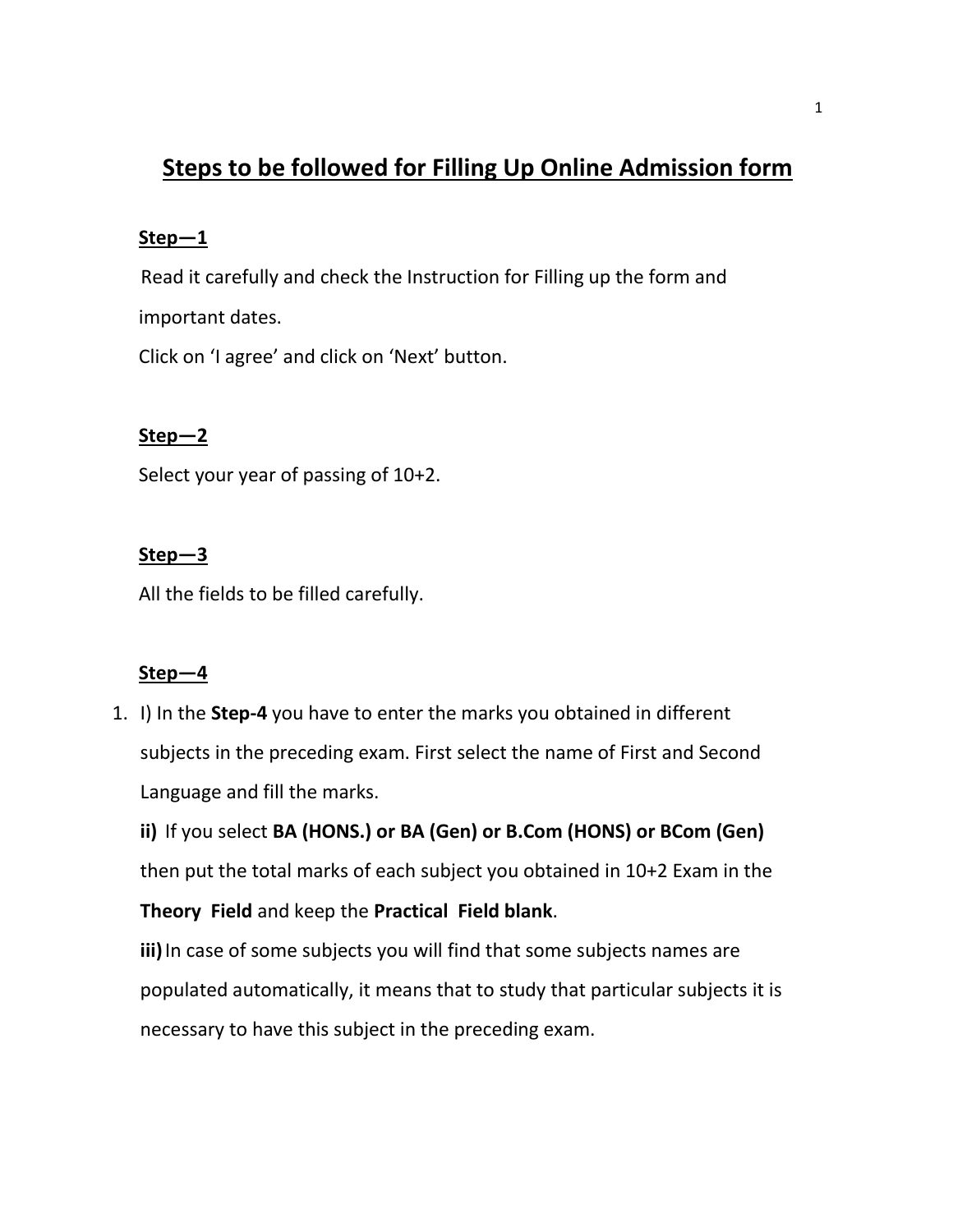# Steps to be followed for Filling Up Online Admission form

**Step—1**

Read it carefully and check the Instruction for Filling up the form and important dates.

Click on 'I agree' and click on 'Next' button.

**Step—2**

Select your year of passing of 10+2.

**Step—3**

All the fields to be filled carefully.

**Step—4**

1. I) In the **Step-4** you have to enter the marks you obtained in different subjects in the preceding exam. First select the name of First and Second Language and fill the marks.

   **ii)** If you select **BA (HONS.) or BA (Gen) or B.Com (HONS) or BCom (Gen)** then put the total marks of each subject you obtained in 10+2 Exam in the **Theory Field** and keep the **Practical Field blank**.

   **iii)** In case of some subjects you will find that some subjects names are populated automatically, it means that to study that particular subjects it is necessary to have this subject in the preceding exam.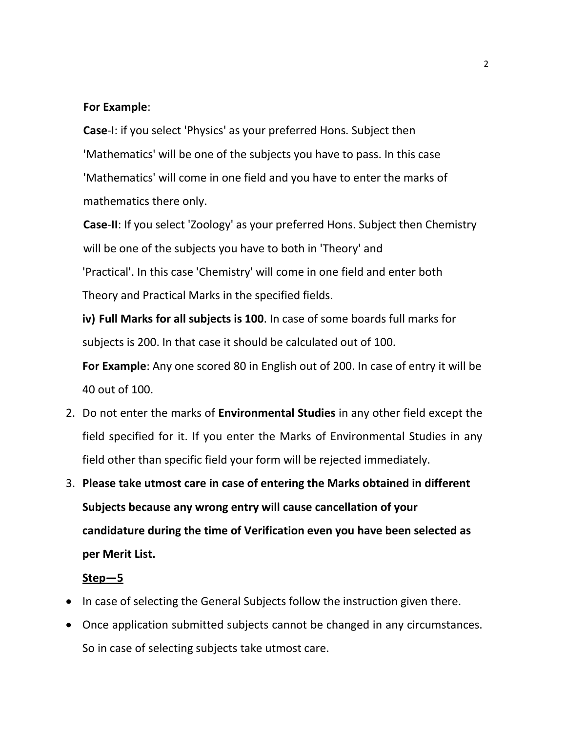**For Example**:

**Case**-I: if you select 'Physics' as your preferred Hons. Subject then 'Mathematics' will be one of the subjects you have to pass. In this case 'Mathematics' will come in one field and you have to enter the marks of mathematics there only.

**Case**-**II**: If you select 'Zoology' as your preferred Hons. Subject then Chemistry will be one of the subjects you have to both in 'Theory' and 'Practical'. In this case 'Chemistry' will come in one field and enter both Theory and Practical Marks in the specified fields.

**iv) Full Marks for all subjects is 100**. In case of some boards full marks for subjects is 200. In that case it should be calculated out of 100.

**For Example**: Any one scored 80 in English out of 200. In case of entry it will be 40 out of 100.

2. Do not enter the marks of **Environmental Studies** in any other field except the field specified for it. If you enter the Marks of Environmental Studies in any field other than specific field your form will be rejected immediately.
3. **Please take utmost care in case of entering the Marks obtained in different Subjects because any wrong entry will cause cancellation of your candidature during the time of Verification even you have been selected as per Merit List.**

**<u>Step—5</u>**

- In case of selecting the General Subjects follow the instruction given there.
- Once application submitted subjects cannot be changed in any circumstances. So in case of selecting subjects take utmost care.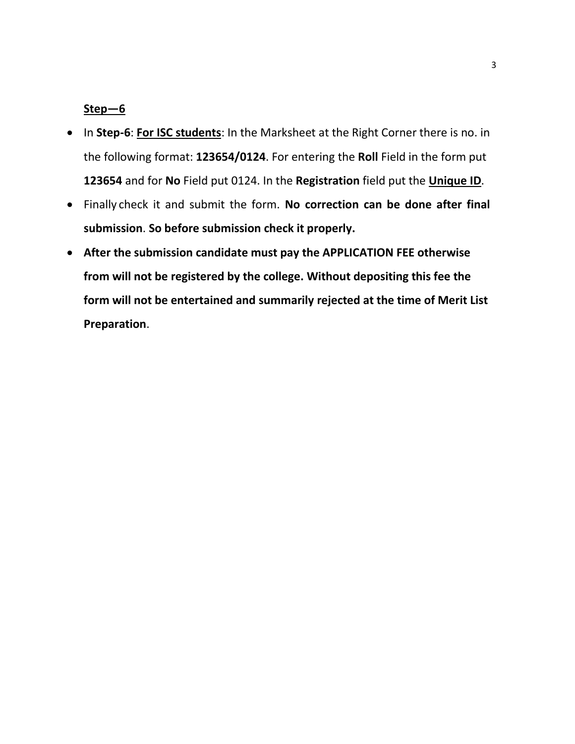**<u>Step—6</u>**

- In **Step-6**: **<u>For ISC students</u>**: In the Marksheet at the Right Corner there is no. in the following format: **123654/0124**. For entering the **Roll** Field in the form put **123654** and for **No** Field put 0124. In the **Registration** field put the **<u>Unique ID</u>**.
- Finally check it and submit the form. **No correction can be done after final submission**. **So before submission check it properly.**
- **After the submission candidate must pay the APPLICATION FEE otherwise from will not be registered by the college. Without depositing this fee the form will not be entertained and summarily rejected at the time of Merit List Preparation**.